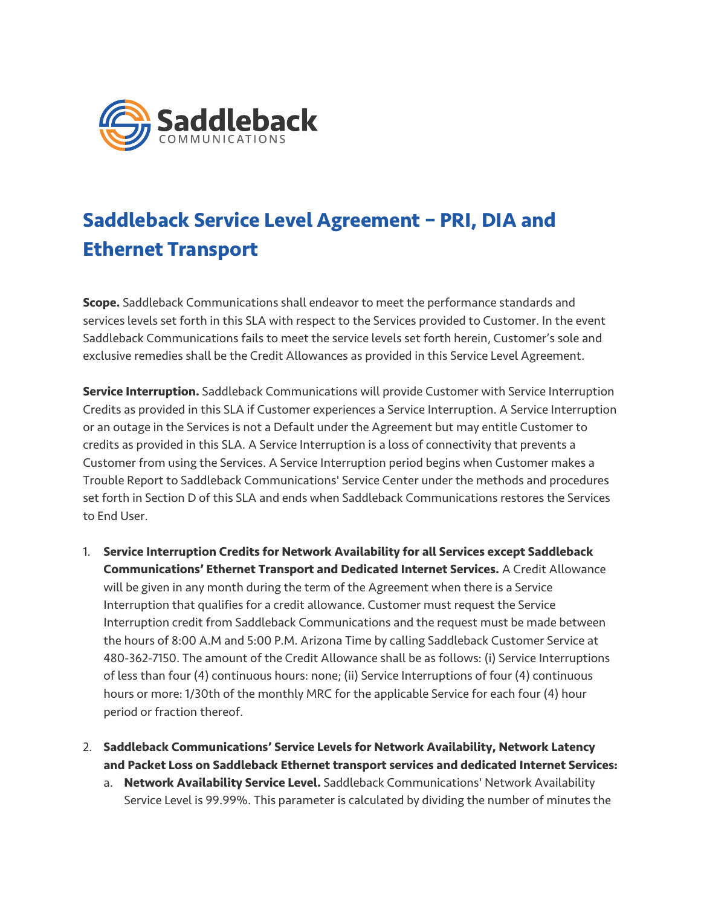Saddleback COMMUNICATIONS

# Saddleback Service Level Agreement – PRI, DIA and Ethernet Transport

**Scope.** Saddleback Communications shall endeavor to meet the performance standards and services levels set forth in this SLA with respect to the Services provided to Customer. In the event Saddleback Communications fails to meet the service levels set forth herein, Customer's sole and exclusive remedies shall be the Credit Allowances as provided in this Service Level Agreement.

**Service Interruption.** Saddleback Communications will provide Customer with Service Interruption Credits as provided in this SLA if Customer experiences a Service Interruption. A Service Interruption or an outage in the Services is not a Default under the Agreement but may entitle Customer to credits as provided in this SLA. A Service Interruption is a loss of connectivity that prevents a Customer from using the Services. A Service Interruption period begins when Customer makes a Trouble Report to Saddleback Communications' Service Center under the methods and procedures set forth in Section D of this SLA and ends when Saddleback Communications restores the Services to End User.

1. **Service Interruption Credits for Network Availability for all Services except Saddleback Communications' Ethernet Transport and Dedicated Internet Services.** A Credit Allowance will be given in any month during the term of the Agreement when there is a Service Interruption that qualifies for a credit allowance. Customer must request the Service Interruption credit from Saddleback Communications and the request must be made between the hours of 8:00 A.M and 5:00 P.M. Arizona Time by calling Saddleback Customer Service at 480-362-7150. The amount of the Credit Allowance shall be as follows: (i) Service Interruptions of less than four (4) continuous hours: none; (ii) Service Interruptions of four (4) continuous hours or more: 1/30th of the monthly MRC for the applicable Service for each four (4) hour period or fraction thereof.

2. **Saddleback Communications' Service Levels for Network Availability, Network Latency and Packet Loss on Saddleback Ethernet transport services and dedicated Internet Services:**
   a. **Network Availability Service Level.** Saddleback Communications' Network Availability Service Level is 99.99%. This parameter is calculated by dividing the number of minutes the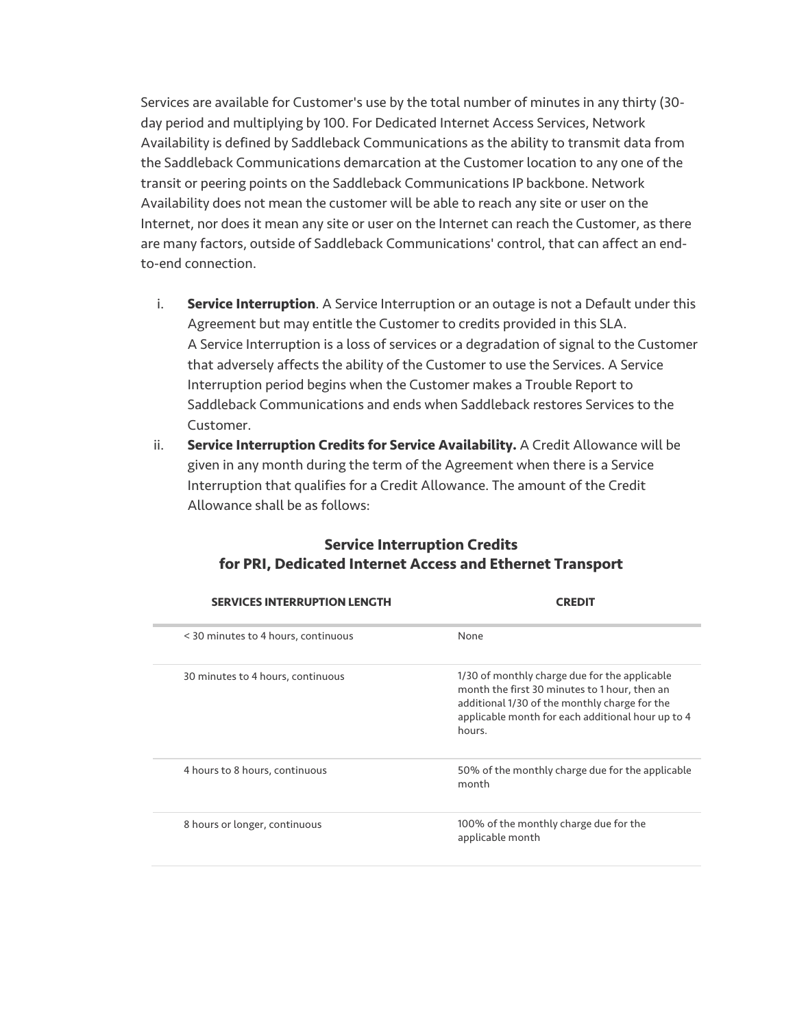Services are available for Customer's use by the total number of minutes in any thirty (30-day period and multiplying by 100. For Dedicated Internet Access Services, Network Availability is defined by Saddleback Communications as the ability to transmit data from the Saddleback Communications demarcation at the Customer location to any one of the transit or peering points on the Saddleback Communications IP backbone. Network Availability does not mean the customer will be able to reach any site or user on the Internet, nor does it mean any site or user on the Internet can reach the Customer, as there are many factors, outside of Saddleback Communications' control, that can affect an end-to-end connection.

i. **Service Interruption**. A Service Interruption or an outage is not a Default under this Agreement but may entitle the Customer to credits provided in this SLA.
   A Service Interruption is a loss of services or a degradation of signal to the Customer that adversely affects the ability of the Customer to use the Services. A Service Interruption period begins when the Customer makes a Trouble Report to Saddleback Communications and ends when Saddleback restores Services to the Customer.
ii. **Service Interruption Credits for Service Availability.** A Credit Allowance will be given in any month during the term of the Agreement when there is a Service Interruption that qualifies for a Credit Allowance. The amount of the Credit Allowance shall be as follows:

### Service Interruption Credits for PRI, Dedicated Internet Access and Ethernet Transport

| SERVICES INTERRUPTION LENGTH | CREDIT |
|---|---|
| < 30 minutes to 4 hours, continuous | None |
| 30 minutes to 4 hours, continuous | 1/30 of monthly charge due for the applicable month the first 30 minutes to 1 hour, then an additional 1/30 of the monthly charge for the applicable month for each additional hour up to 4 hours. |
| 4 hours to 8 hours, continuous | 50% of the monthly charge due for the applicable month |
| 8 hours or longer, continuous | 100% of the monthly charge due for the applicable month |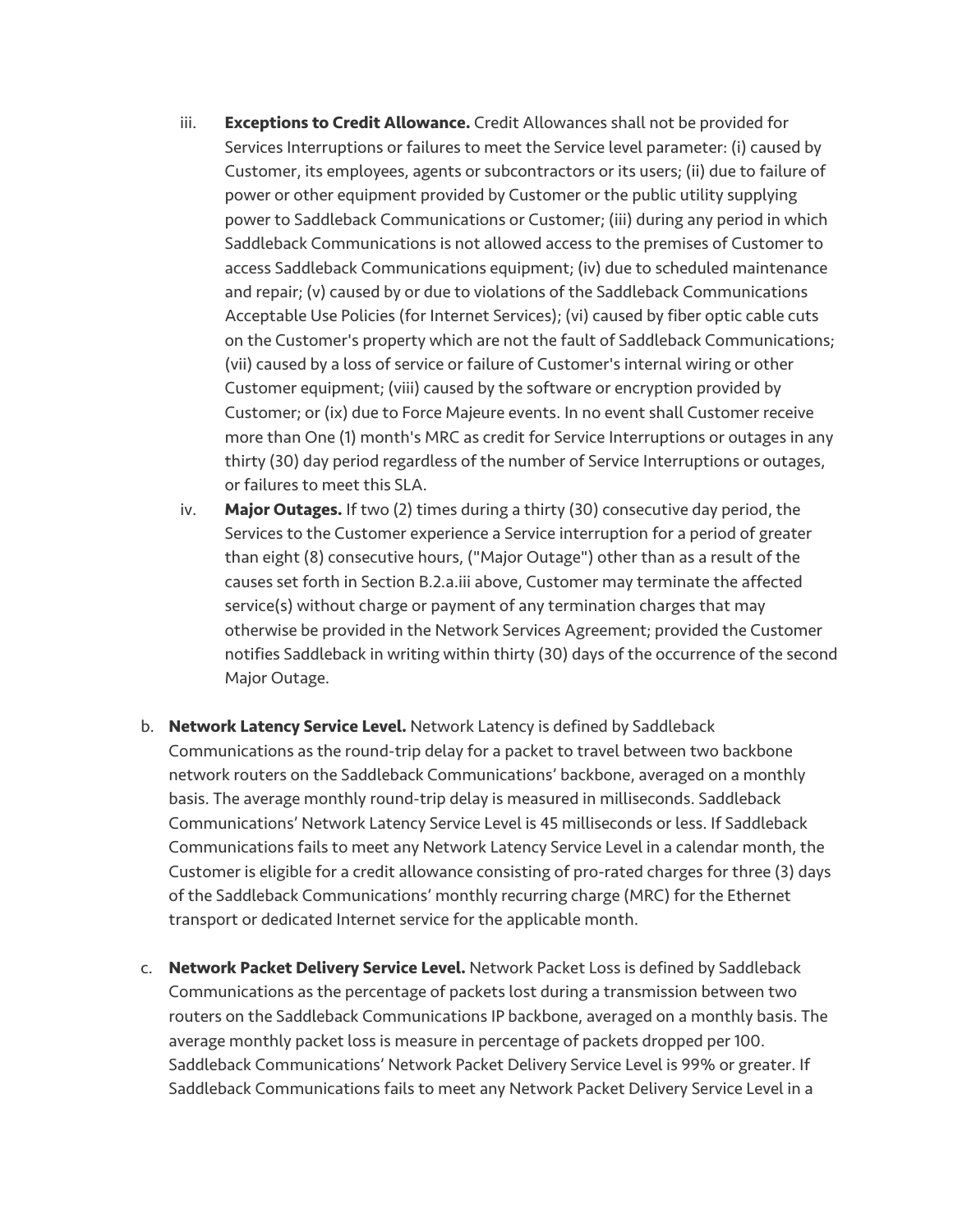iii. **Exceptions to Credit Allowance.** Credit Allowances shall not be provided for Services Interruptions or failures to meet the Service level parameter: (i) caused by Customer, its employees, agents or subcontractors or its users; (ii) due to failure of power or other equipment provided by Customer or the public utility supplying power to Saddleback Communications or Customer; (iii) during any period in which Saddleback Communications is not allowed access to the premises of Customer to access Saddleback Communications equipment; (iv) due to scheduled maintenance and repair; (v) caused by or due to violations of the Saddleback Communications Acceptable Use Policies (for Internet Services); (vi) caused by fiber optic cable cuts on the Customer's property which are not the fault of Saddleback Communications; (vii) caused by a loss of service or failure of Customer's internal wiring or other Customer equipment; (viii) caused by the software or encryption provided by Customer; or (ix) due to Force Majeure events. In no event shall Customer receive more than One (1) month's MRC as credit for Service Interruptions or outages in any thirty (30) day period regardless of the number of Service Interruptions or outages, or failures to meet this SLA.

iv. **Major Outages.** If two (2) times during a thirty (30) consecutive day period, the Services to the Customer experience a Service interruption for a period of greater than eight (8) consecutive hours, ("Major Outage") other than as a result of the causes set forth in Section B.2.a.iii above, Customer may terminate the affected service(s) without charge or payment of any termination charges that may otherwise be provided in the Network Services Agreement; provided the Customer notifies Saddleback in writing within thirty (30) days of the occurrence of the second Major Outage.

b. **Network Latency Service Level.** Network Latency is defined by Saddleback Communications as the round-trip delay for a packet to travel between two backbone network routers on the Saddleback Communications' backbone, averaged on a monthly basis. The average monthly round-trip delay is measured in milliseconds. Saddleback Communications' Network Latency Service Level is 45 milliseconds or less. If Saddleback Communications fails to meet any Network Latency Service Level in a calendar month, the Customer is eligible for a credit allowance consisting of pro-rated charges for three (3) days of the Saddleback Communications' monthly recurring charge (MRC) for the Ethernet transport or dedicated Internet service for the applicable month.

c. **Network Packet Delivery Service Level.** Network Packet Loss is defined by Saddleback Communications as the percentage of packets lost during a transmission between two routers on the Saddleback Communications IP backbone, averaged on a monthly basis. The average monthly packet loss is measure in percentage of packets dropped per 100. Saddleback Communications' Network Packet Delivery Service Level is 99% or greater. If Saddleback Communications fails to meet any Network Packet Delivery Service Level in a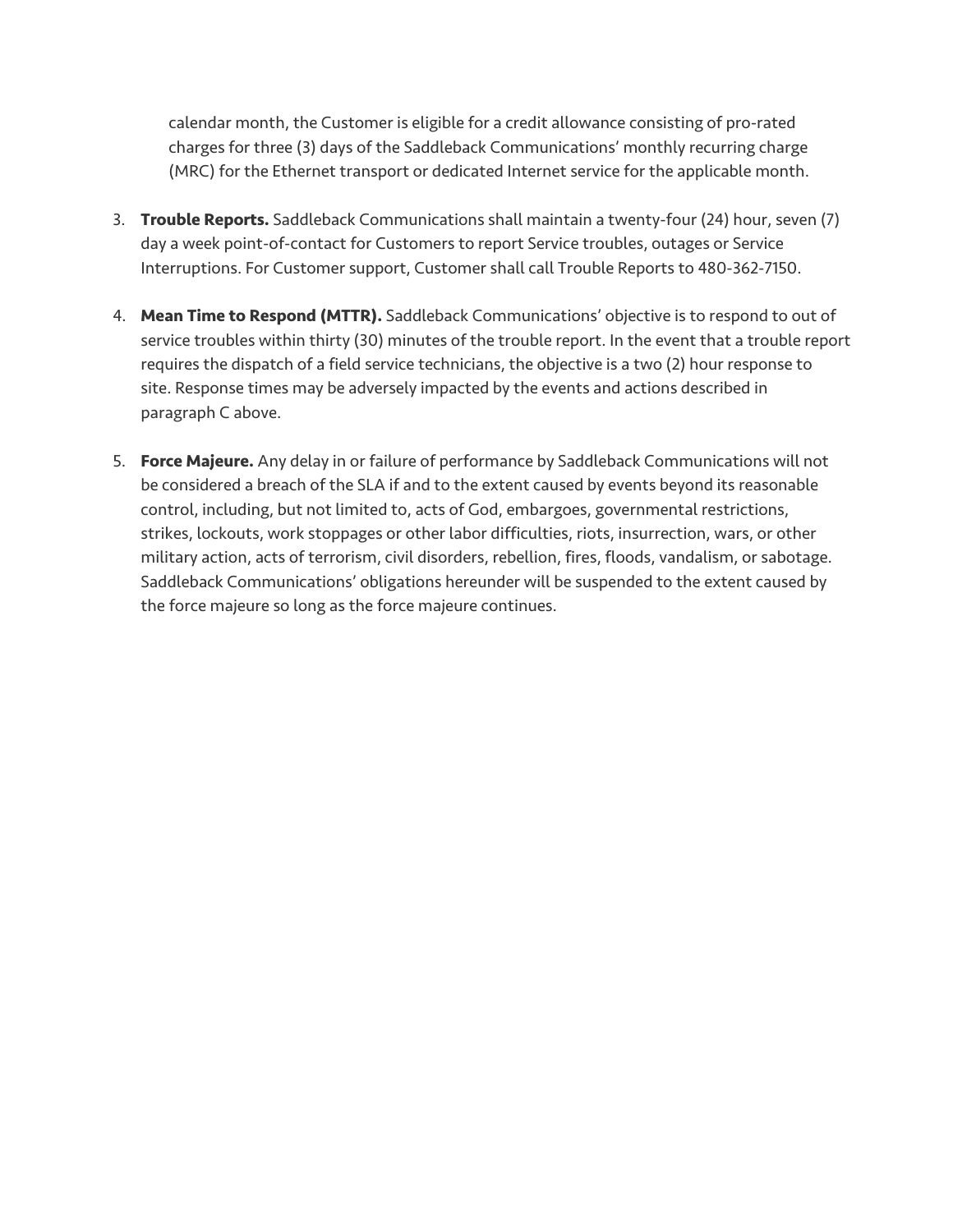calendar month, the Customer is eligible for a credit allowance consisting of pro-rated charges for three (3) days of the Saddleback Communications' monthly recurring charge (MRC) for the Ethernet transport or dedicated Internet service for the applicable month.

3. **Trouble Reports.** Saddleback Communications shall maintain a twenty-four (24) hour, seven (7) day a week point-of-contact for Customers to report Service troubles, outages or Service Interruptions. For Customer support, Customer shall call Trouble Reports to 480-362-7150.

4. **Mean Time to Respond (MTTR).** Saddleback Communications' objective is to respond to out of service troubles within thirty (30) minutes of the trouble report. In the event that a trouble report requires the dispatch of a field service technicians, the objective is a two (2) hour response to site. Response times may be adversely impacted by the events and actions described in paragraph C above.

5. **Force Majeure.** Any delay in or failure of performance by Saddleback Communications will not be considered a breach of the SLA if and to the extent caused by events beyond its reasonable control, including, but not limited to, acts of God, embargoes, governmental restrictions, strikes, lockouts, work stoppages or other labor difficulties, riots, insurrection, wars, or other military action, acts of terrorism, civil disorders, rebellion, fires, floods, vandalism, or sabotage. Saddleback Communications' obligations hereunder will be suspended to the extent caused by the force majeure so long as the force majeure continues.